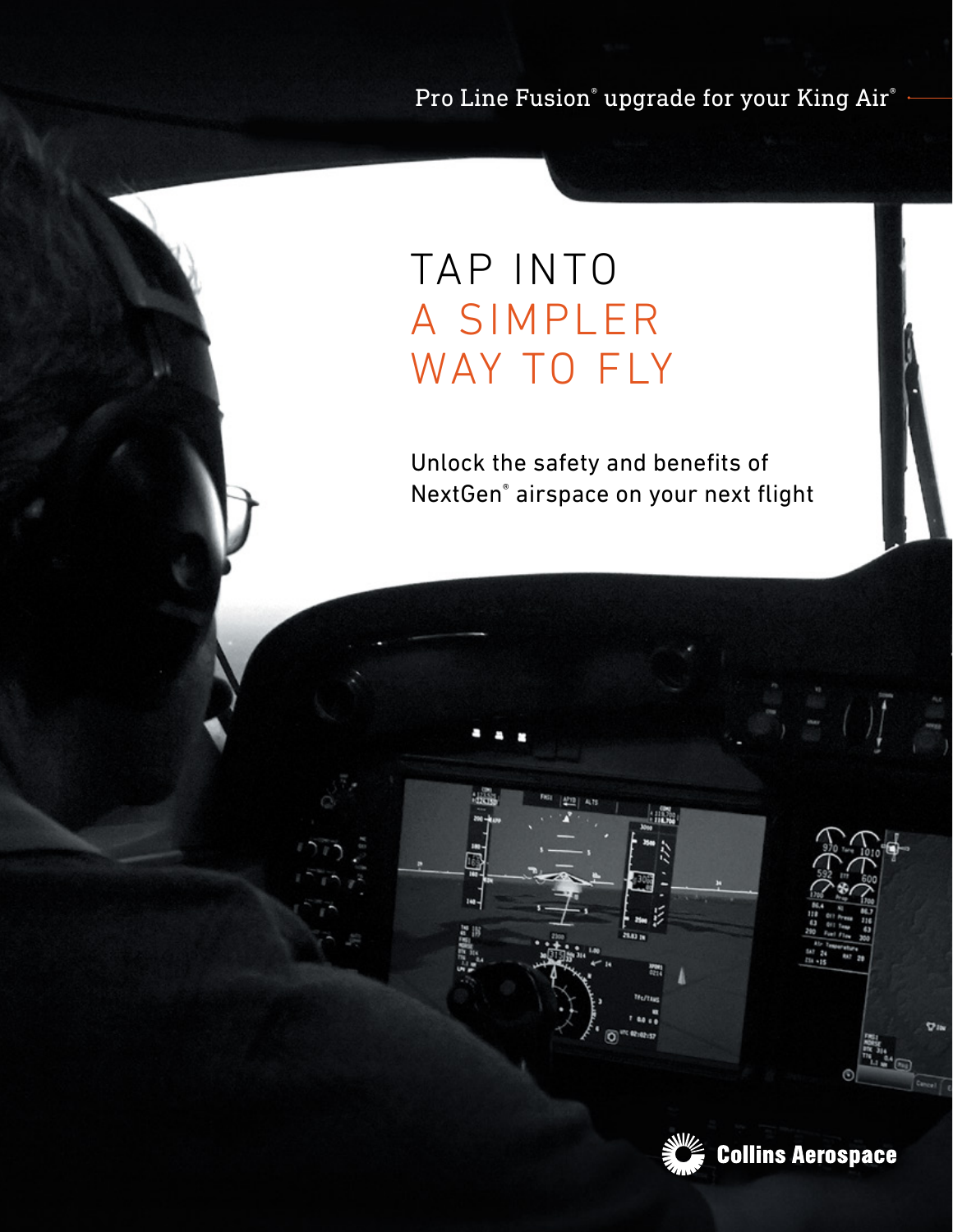Pro Line Fusion® upgrade for your King Air®

# TAP INTO A SIMPLER WAY TO FLY

Unlock the safety and benefits of NextGen® airspace on your next flight

Collins Aerospace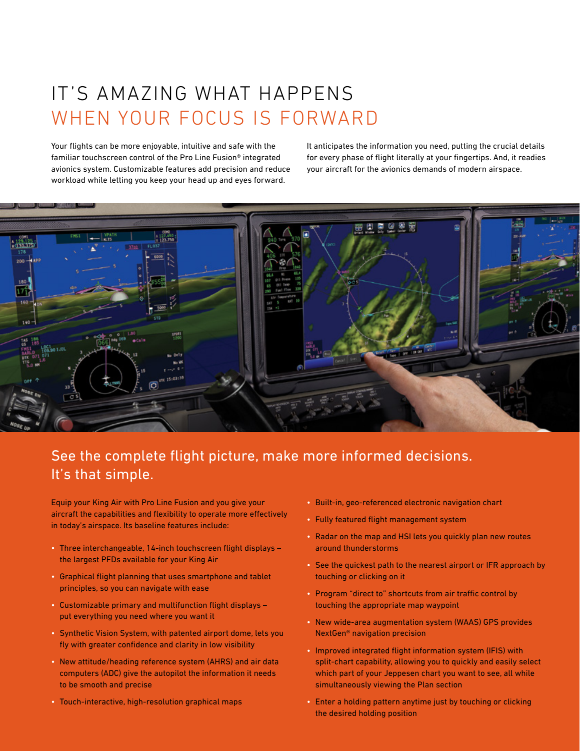# IT'S AMAZING WHAT HAPPENS WHEN YOUR FOCUS IS FORWARD

Your flights can be more enjoyable, intuitive and safe with the familiar touchscreen control of the Pro Line Fusion® integrated avionics system. Customizable features add precision and reduce workload while letting you keep your head up and eyes forward.

It anticipates the information you need, putting the crucial details for every phase of flight literally at your fingertips. And, it readies your aircraft for the avionics demands of modern airspace.

## See the complete flight picture, make more informed decisions. It's that simple.

Equip your King Air with Pro Line Fusion and you give your aircraft the capabilities and flexibility to operate more effectively in today's airspace. Its baseline features include:

- Three interchangeable, 14-inch touchscreen flight displays – the largest PFDs available for your King Air
- Graphical flight planning that uses smartphone and tablet principles, so you can navigate with ease
- Customizable primary and multifunction flight displays – put everything you need where you want it
- Synthetic Vision System, with patented airport dome, lets you fly with greater confidence and clarity in low visibility
- New attitude/heading reference system (AHRS) and air data computers (ADC) give the autopilot the information it needs to be smooth and precise
- Touch-interactive, high-resolution graphical maps
- Built-in, geo-referenced electronic navigation chart
- Fully featured flight management system
- Radar on the map and HSI lets you quickly plan new routes around thunderstorms
- See the quickest path to the nearest airport or IFR approach by touching or clicking on it
- Program "direct to" shortcuts from air traffic control by touching the appropriate map waypoint
- New wide-area augmentation system (WAAS) GPS provides NextGen® navigation precision
- Improved integrated flight information system (IFIS) with split-chart capability, allowing you to quickly and easily select which part of your Jeppesen chart you want to see, all while simultaneously viewing the Plan section
- Enter a holding pattern anytime just by touching or clicking the desired holding position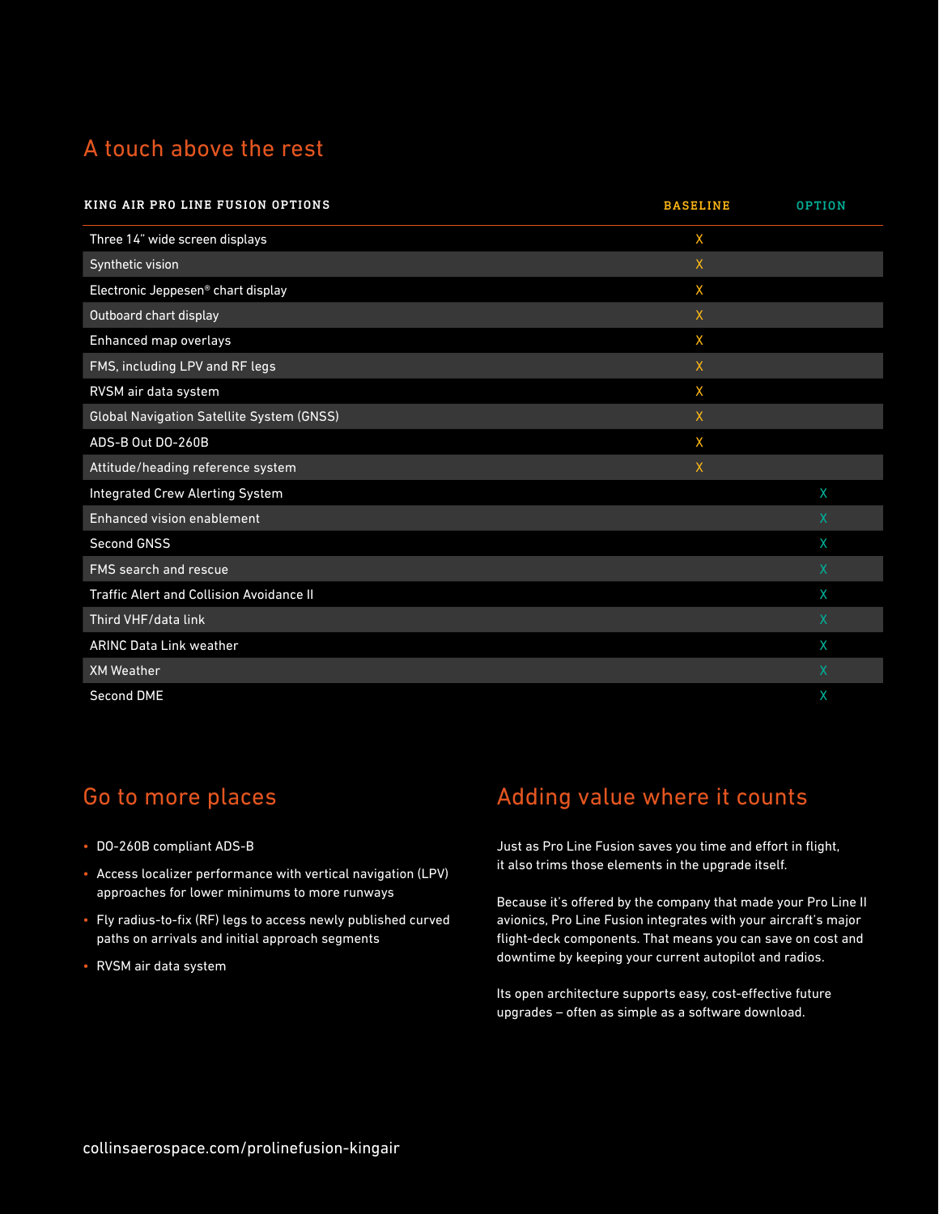## A touch above the rest

| KING AIR PRO LINE FUSION OPTIONS | BASELINE | OPTION |
|---|---|---|
| Three 14" wide screen displays | X | |
| Synthetic vision | X | |
| Electronic Jeppesen® chart display | X | |
| Outboard chart display | X | |
| Enhanced map overlays | X | |
| FMS, including LPV and RF legs | X | |
| RVSM air data system | X | |
| Global Navigation Satellite System (GNSS) | X | |
| ADS-B Out DO-260B | X | |
| Attitude/heading reference system | X | |
| Integrated Crew Alerting System | | X |
| Enhanced vision enablement | | X |
| Second GNSS | | X |
| FMS search and rescue | | X |
| Traffic Alert and Collision Avoidance II | | X |
| Third VHF/data link | | X |
| ARINC Data Link weather | | X |
| XM Weather | | X |
| Second DME | | X |

## Go to more places

- DO-260B compliant ADS-B
- Access localizer performance with vertical navigation (LPV) approaches for lower minimums to more runways
- Fly radius-to-fix (RF) legs to access newly published curved paths on arrivals and initial approach segments
- RVSM air data system

## Adding value where it counts

Just as Pro Line Fusion saves you time and effort in flight, it also trims those elements in the upgrade itself.

Because it's offered by the company that made your Pro Line II avionics, Pro Line Fusion integrates with your aircraft's major flight-deck components. That means you can save on cost and downtime by keeping your current autopilot and radios.

Its open architecture supports easy, cost-effective future upgrades – often as simple as a software download.

collinsaerospace.com/prolinefusion-kingair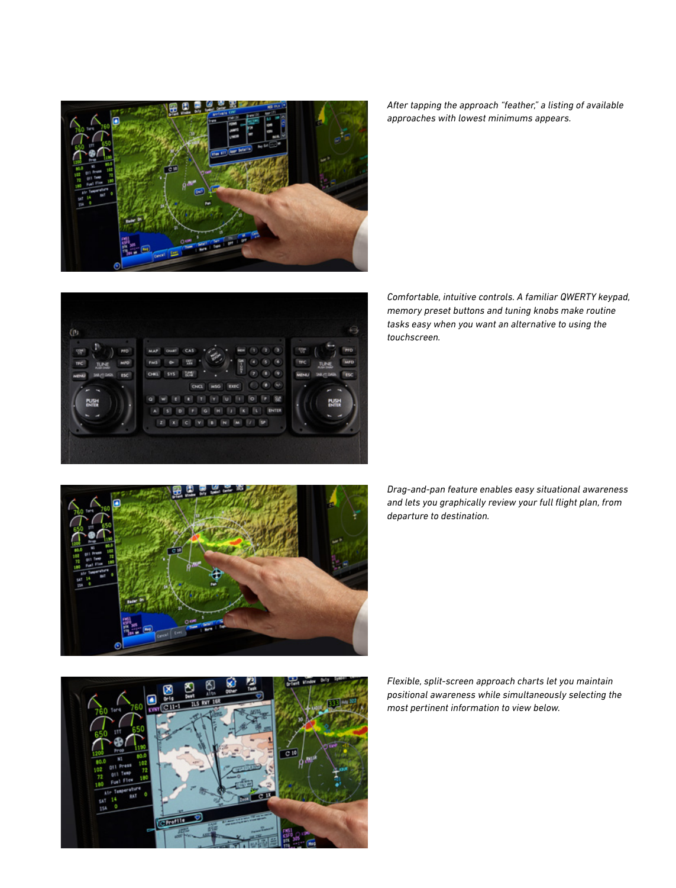*After tapping the approach "feather," a listing of available approaches with lowest minimums appears.*

*Comfortable, intuitive controls. A familiar QWERTY keypad, memory preset buttons and tuning knobs make routine tasks easy when you want an alternative to using the touchscreen.*

*Drag-and-pan feature enables easy situational awareness and lets you graphically review your full flight plan, from departure to destination.*

*Flexible, split-screen approach charts let you maintain positional awareness while simultaneously selecting the most pertinent information to view below.*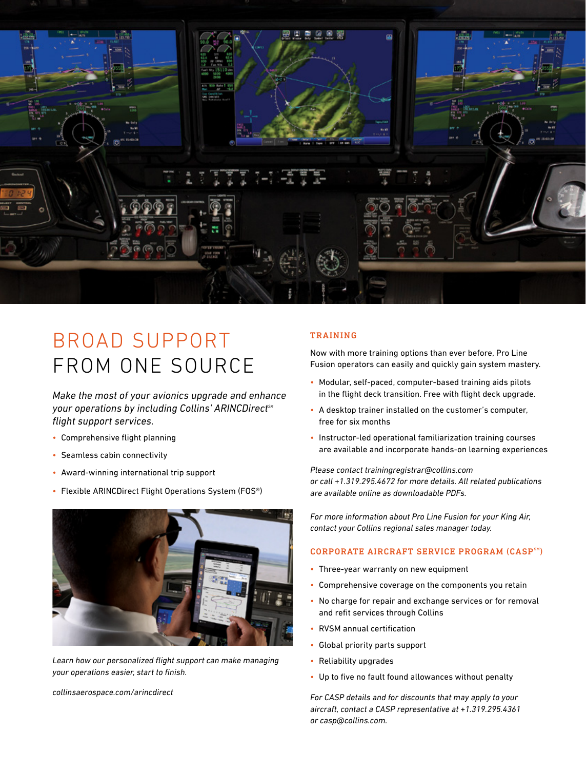# BROAD SUPPORT FROM ONE SOURCE

*Make the most of your avionics upgrade and enhance your operations by including Collins' ARINCDirect℠ flight support services.*

- Comprehensive flight planning
- Seamless cabin connectivity
- Award-winning international trip support
- Flexible ARINCDirect Flight Operations System (FOS®)

*Learn how our personalized flight support can make managing your operations easier, start to finish.*

*collinsaerospace.com/arincdirect*

## TRAINING

Now with more training options than ever before, Pro Line Fusion operators can easily and quickly gain system mastery.

- Modular, self-paced, computer-based training aids pilots in the flight deck transition. Free with flight deck upgrade.
- A desktop trainer installed on the customer's computer, free for six months
- Instructor-led operational familiarization training courses are available and incorporate hands-on learning experiences

*Please contact trainingregistrar@collins.com or call +1.319.295.4672 for more details. All related publications are available online as downloadable PDFs.*

*For more information about Pro Line Fusion for your King Air, contact your Collins regional sales manager today.*

## CORPORATE AIRCRAFT SERVICE PROGRAM (CASP℠)

- Three-year warranty on new equipment
- Comprehensive coverage on the components you retain
- No charge for repair and exchange services or for removal and refit services through Collins
- RVSM annual certification
- Global priority parts support
- Reliability upgrades
- Up to five no fault found allowances without penalty

*For CASP details and for discounts that may apply to your aircraft, contact a CASP representative at +1.319.295.4361 or casp@collins.com.*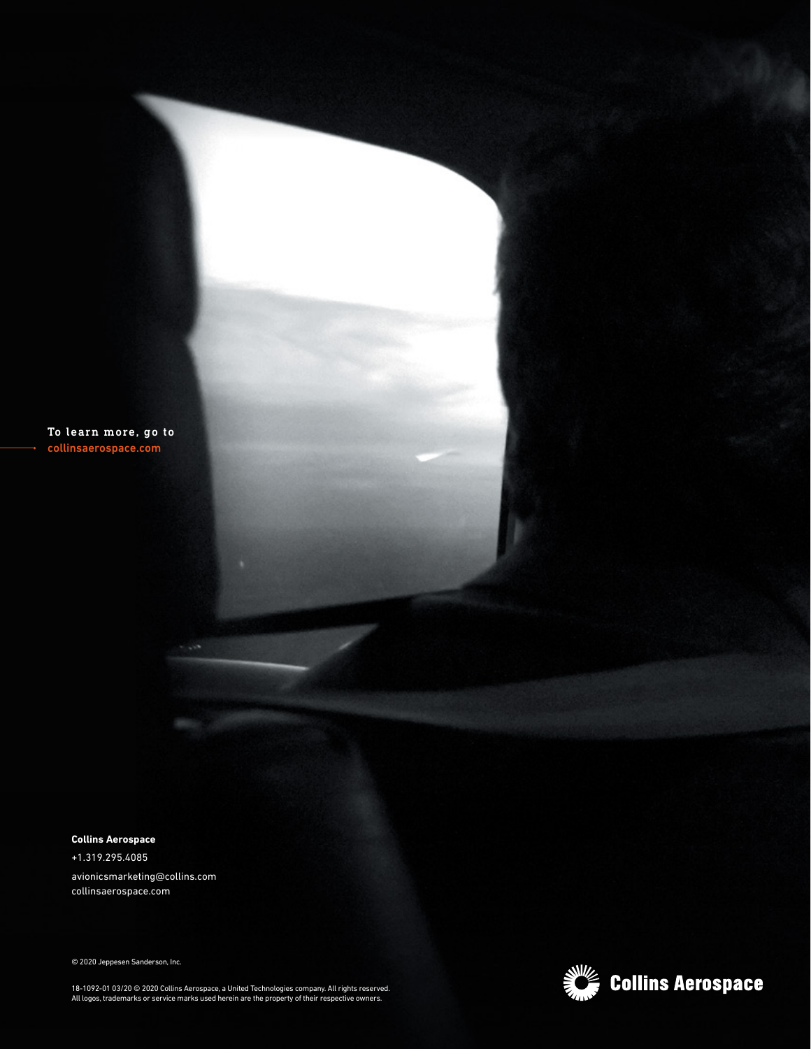To learn more, go to
collinsaerospace.com

**Collins Aerospace**

+1.319.295.4085

avionicsmarketing@collins.com
collinsaerospace.com

© 2020 Jeppesen Sanderson, Inc.

18-1092-01 03/20 © 2020 Collins Aerospace, a United Technologies company. All rights reserved.
All logos, trademarks or service marks used herein are the property of their respective owners.

Collins Aerospace